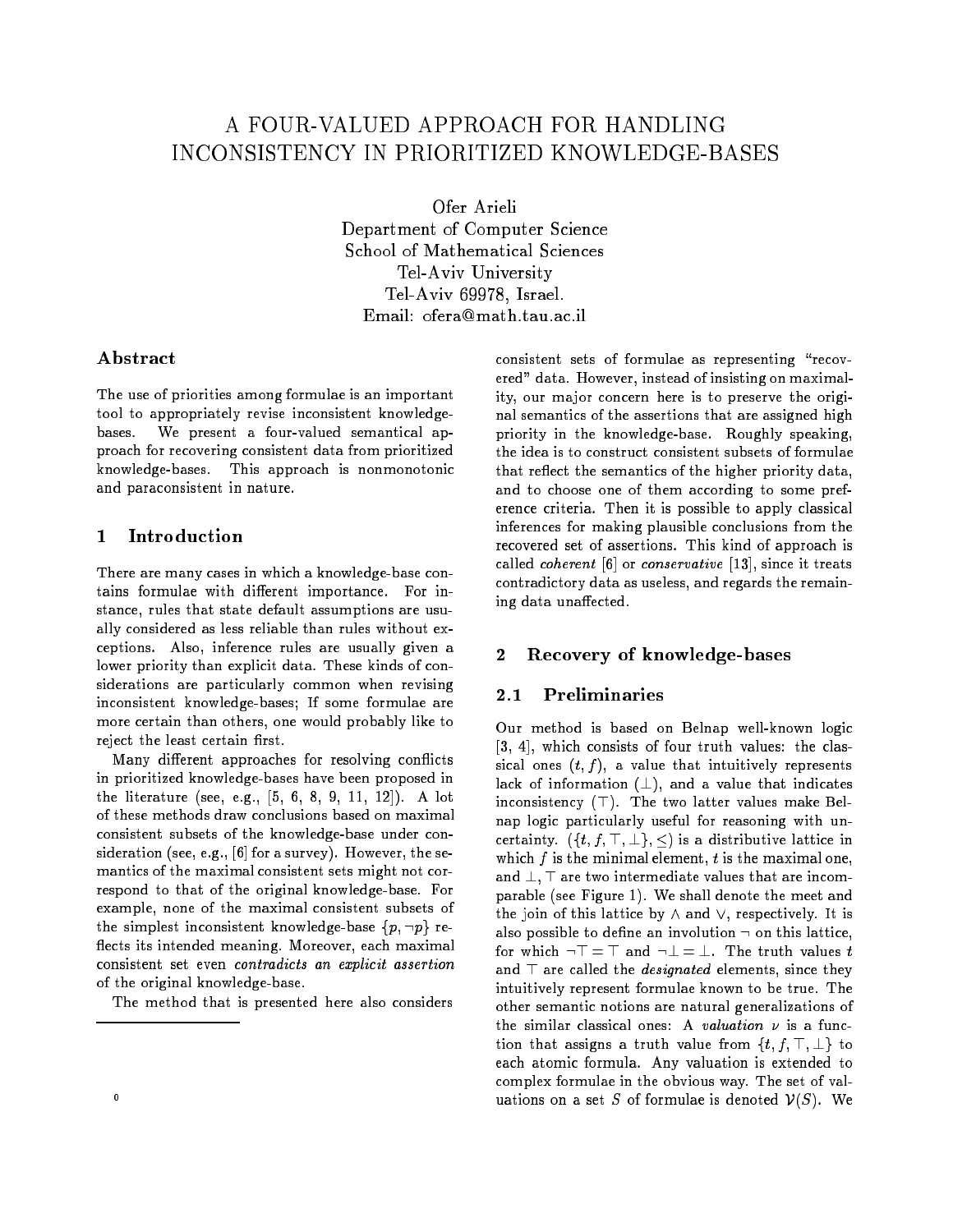# A FOUR-VALUED APPROACH FOR HANDLING INCONSISTENCY IN PRIORITIZED KNOWLEDGE-BASES

Ofer Arieli
Department of Computer Science
School of Mathematical Sciences
Tel-Aviv University
Tel-Aviv 69978, Israel.
Email: ofera@math.tau.ac.il

## Abstract

The use of priorities among formulae is an important tool to appropriately revise inconsistent knowledge-bases. We present a four-valued semantical approach for recovering consistent data from prioritized knowledge-bases. This approach is nonmonotonic and paraconsistent in nature.

## 1 Introduction

There are many cases in which a knowledge-base contains formulae with different importance. For instance, rules that state default assumptions are usually considered as less reliable than rules without exceptions. Also, inference rules are usually given a lower priority than explicit data. These kinds of considerations are particularly common when revising inconsistent knowledge-bases; If some formulae are more certain than others, one would probably like to reject the least certain first.

Many different approaches for resolving conflicts in prioritized knowledge-bases have been proposed in the literature (see, e.g., [5, 6, 8, 9, 11, 12]). A lot of these methods draw conclusions based on maximal consistent subsets of the knowledge-base under consideration (see, e.g., [6] for a survey). However, the semantics of the maximal consistent sets might not correspond to that of the original knowledge-base. For example, none of the maximal consistent subsets of the simplest inconsistent knowledge-base $\{p, \neg p\}$ reflects its intended meaning. Moreover, each maximal consistent set even *contradicts an explicit assertion* of the original knowledge-base.

The method that is presented here also considers consistent sets of formulae as representing "recovered" data. However, instead of insisting on maximality, our major concern here is to preserve the original semantics of the assertions that are assigned high priority in the knowledge-base. Roughly speaking, the idea is to construct consistent subsets of formulae that reflect the semantics of the higher priority data, and to choose one of them according to some preference criteria. Then it is possible to apply classical inferences for making plausible conclusions from the recovered set of assertions. This kind of approach is called *coherent* [6] or *conservative* [13], since it treats contradictory data as useless, and regards the remaining data unaffected.

## 2 Recovery of knowledge-bases

### 2.1 Preliminaries

Our method is based on Belnap well-known logic [3, 4], which consists of four truth values: the classical ones $(t, f)$, a value that intuitively represents lack of information $(\bot)$, and a value that indicates inconsistency $(\top)$. The two latter values make Belnap logic particularly useful for reasoning with uncertainty. $(\{t, f, \top, \bot\}, \leq)$ is a distributive lattice in which $f$ is the minimal element, $t$ is the maximal one, and $\bot, \top$ are two intermediate values that are incomparable (see Figure 1). We shall denote the meet and the join of this lattice by $\wedge$ and $\vee$, respectively. It is also possible to define an involution $\neg$ on this lattice, for which $\neg\top = \top$ and $\neg\bot = \bot$. The truth values $t$ and $\top$ are called the *designated* elements, since they intuitively represent formulae known to be true. The other semantic notions are natural generalizations of the similar classical ones: A *valuation* $\nu$ is a function that assigns a truth value from $\{t, f, \top, \bot\}$ to each atomic formula. Any valuation is extended to complex formulae in the obvious way. The set of valuations on a set $S$ of formulae is denoted $\mathcal{V}(S)$. We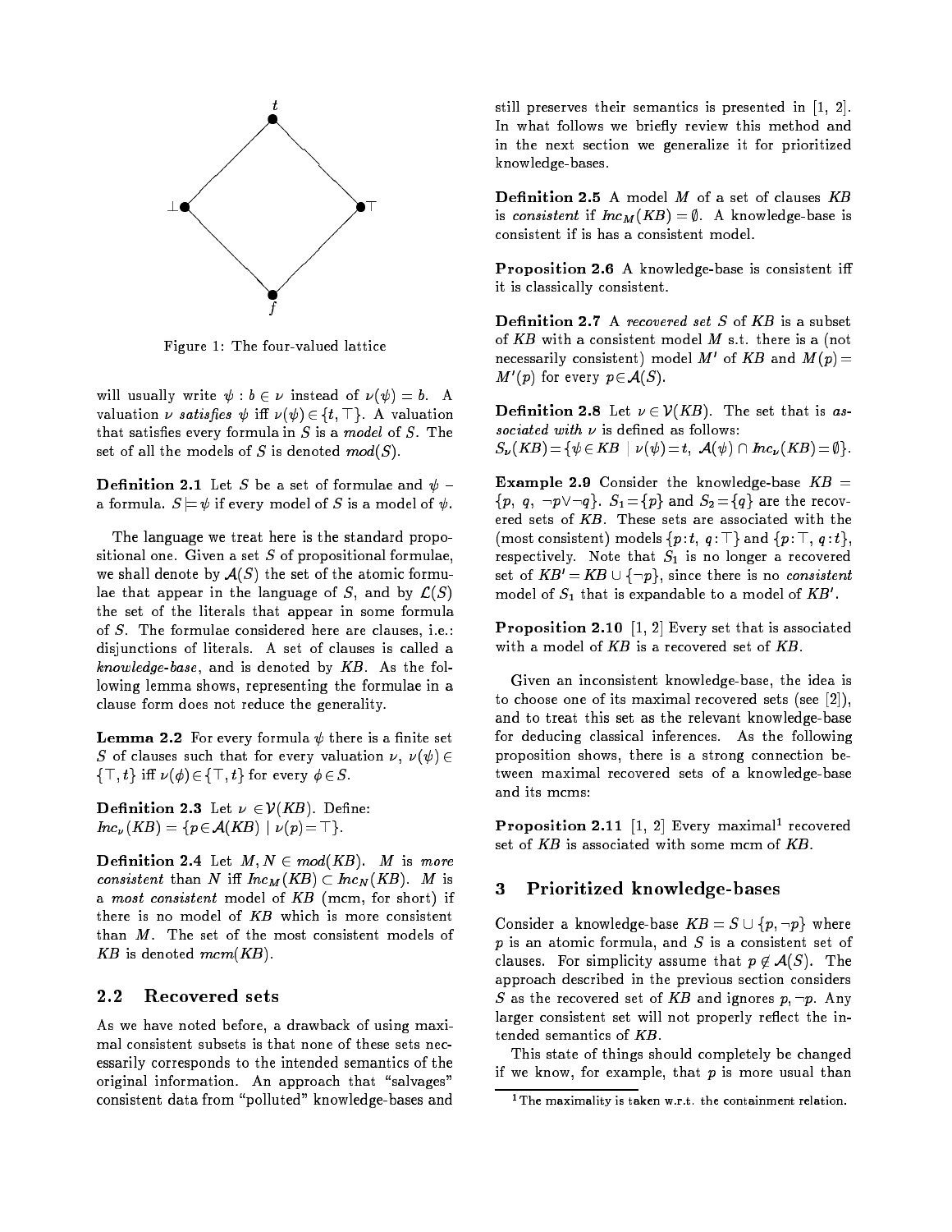Figure 1: The four-valued lattice

will usually write $\psi : b \in \nu$ instead of $\nu(\psi) = b$. A valuation $\nu$ *satisfies* $\psi$ iff $\nu(\psi) \in \{t, \top\}$. A valuation that satisfies every formula in $S$ is a *model* of $S$. The set of all the models of $S$ is denoted *mod*$(S)$.

**Definition 2.1** Let $S$ be a set of formulae and $\psi$ – a formula. $S \models \psi$ if every model of $S$ is a model of $\psi$.

The language we treat here is the standard propositional one. Given a set $S$ of propositional formulae, we shall denote by $\mathcal{A}(S)$ the set of the atomic formulae that appear in the language of $S$, and by $\mathcal{L}(S)$ the set of the literals that appear in some formula of $S$. The formulae considered here are clauses, i.e.: disjunctions of literals. A set of clauses is called a *knowledge-base*, and is denoted by $KB$. As the following lemma shows, representing the formulae in a clause form does not reduce the generality.

**Lemma 2.2** For every formula $\psi$ there is a finite set $S$ of clauses such that for every valuation $\nu$, $\nu(\psi) \in \{\top, t\}$ iff $\nu(\phi) \in \{\top, t\}$ for every $\phi \in S$.

**Definition 2.3** Let $\nu \in \mathcal{V}(KB)$. Define:
$Inc_\nu(KB) = \{p \in \mathcal{A}(KB) \mid \nu(p) = \top\}$.

**Definition 2.4** Let $M, N \in mod(KB)$. $M$ is *more consistent* than $N$ iff $Inc_M(KB) \subset Inc_N(KB)$. $M$ is a *most consistent* model of $KB$ (mcm, for short) if there is no model of $KB$ which is more consistent than $M$. The set of the most consistent models of $KB$ is denoted $mcm(KB)$.

## 2.2 Recovered sets

As we have noted before, a drawback of using maximal consistent subsets is that none of these sets necessarily corresponds to the intended semantics of the original information. An approach that "salvages" consistent data from "polluted" knowledge-bases and still preserves their semantics is presented in [1, 2]. In what follows we briefly review this method and in the next section we generalize it for prioritized knowledge-bases.

**Definition 2.5** A model $M$ of a set of clauses $KB$ is *consistent* if $Inc_M(KB) = \emptyset$. A knowledge-base is consistent if is has a consistent model.

**Proposition 2.6** A knowledge-base is consistent iff it is classically consistent.

**Definition 2.7** A *recovered set* $S$ of $KB$ is a subset of $KB$ with a consistent model $M$ s.t. there is a (not necessarily consistent) model $M'$ of $KB$ and $M(p) = M'(p)$ for every $p \in \mathcal{A}(S)$.

**Definition 2.8** Let $\nu \in \mathcal{V}(KB)$. The set that is *associated with* $\nu$ is defined as follows:
$S_\nu(KB) = \{\psi \in KB \mid \nu(\psi) = t,\ \mathcal{A}(\psi) \cap Inc_\nu(KB) = \emptyset\}$.

**Example 2.9** Consider the knowledge-base $KB = \{p,\ q,\ \neg p \vee \neg q\}$. $S_1 = \{p\}$ and $S_2 = \{q\}$ are the recovered sets of $KB$. These sets are associated with the (most consistent) models $\{p : t,\ q : \top\}$ and $\{p : \top,\ q : t\}$, respectively. Note that $S_1$ is no longer a recovered set of $KB' = KB \cup \{\neg p\}$, since there is no *consistent* model of $S_1$ that is expandable to a model of $KB'$.

**Proposition 2.10** [1, 2] Every set that is associated with a model of $KB$ is a recovered set of $KB$.

Given an inconsistent knowledge-base, the idea is to choose one of its maximal recovered sets (see [2]), and to treat this set as the relevant knowledge-base for deducing classical inferences. As the following proposition shows, there is a strong connection between maximal recovered sets of a knowledge-base and its mcms:

**Proposition 2.11** [1, 2] Every maximal[1] recovered set of $KB$ is associated with some mcm of $KB$.

# 3 Prioritized knowledge-bases

Consider a knowledge-base $KB = S \cup \{p, \neg p\}$ where $p$ is an atomic formula, and $S$ is a consistent set of clauses. For simplicity assume that $p \notin \mathcal{A}(S)$. The approach described in the previous section considers $S$ as the recovered set of $KB$ and ignores $p, \neg p$. Any larger consistent set will not properly reflect the intended semantics of $KB$.

This state of things should completely be changed if we know, for example, that $p$ is more usual than

[1] The maximality is taken w.r.t. the containment relation.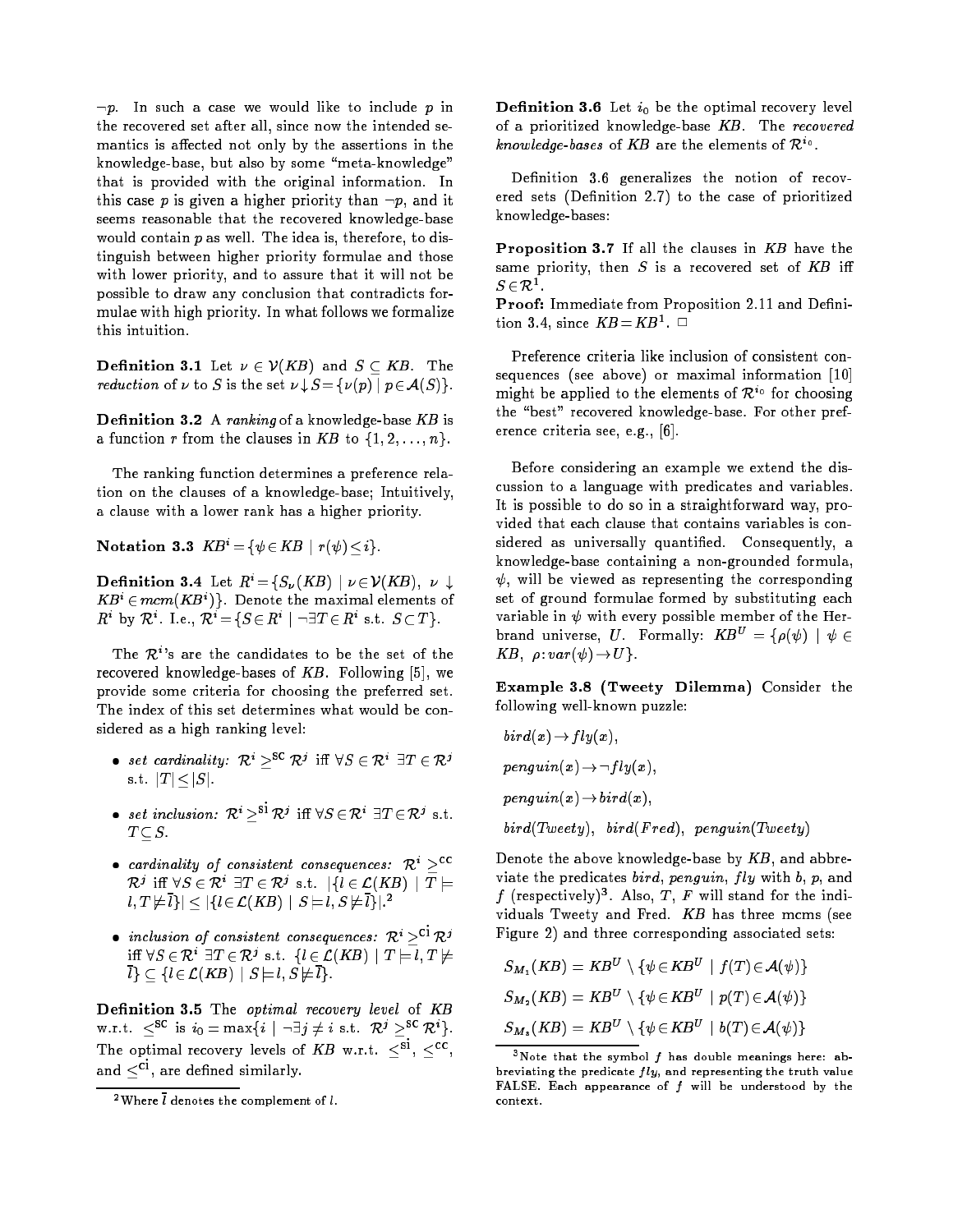$\neg p$. In such a case we would like to include $p$ in the recovered set after all, since now the intended semantics is affected not only by the assertions in the knowledge-base, but also by some "meta-knowledge" that is provided with the original information. In this case $p$ is given a higher priority than $\neg p$, and it seems reasonable that the recovered knowledge-base would contain $p$ as well. The idea is, therefore, to distinguish between higher priority formulae and those with lower priority, and to assure that it will not be possible to draw any conclusion that contradicts formulae with high priority. In what follows we formalize this intuition.

**Definition 3.1** Let $\nu \in \mathcal{V}(KB)$ and $S \subseteq KB$. The *reduction* of $\nu$ to $S$ is the set $\nu \downarrow S = \{\nu(p) \mid p \in \mathcal{A}(S)\}$.

**Definition 3.2** A *ranking* of a knowledge-base $KB$ is a function $r$ from the clauses in $KB$ to $\{1, 2, \ldots, n\}$.

The ranking function determines a preference relation on the clauses of a knowledge-base; Intuitively, a clause with a lower rank has a higher priority.

**Notation 3.3** $KB^i = \{\psi \in KB \mid r(\psi) \leq i\}$.

**Definition 3.4** Let $R^i = \{S_\nu(KB) \mid \nu \in \mathcal{V}(KB),\ \nu \downarrow KB^i \in mcm(KB^i)\}$. Denote the maximal elements of $R^i$ by $\mathcal{R}^i$. I.e., $\mathcal{R}^i = \{S \in R^i \mid \neg\exists T \in R^i \text{ s.t. } S \subset T\}$.

The $\mathcal{R}^i$'s are the candidates to be the set of the recovered knowledge-bases of $KB$. Following [5], we provide some criteria for choosing the preferred set. The index of this set determines what would be considered as a high ranking level:

- *set cardinality:* $\mathcal{R}^i \geq^{\text{sc}} \mathcal{R}^j$ iff $\forall S \in \mathcal{R}^i\ \exists T \in \mathcal{R}^j$ s.t. $|T| \leq |S|$.
- *set inclusion:* $\mathcal{R}^i \geq^{\text{si}} \mathcal{R}^j$ iff $\forall S \in \mathcal{R}^i\ \exists T \in \mathcal{R}^j$ s.t. $T \subseteq S$.
- *cardinality of consistent consequences:* $\mathcal{R}^i \geq^{\text{cc}} \mathcal{R}^j$ iff $\forall S \in \mathcal{R}^i\ \exists T \in \mathcal{R}^j$ s.t. $|\{l \in \mathcal{L}(KB) \mid T \models l, T \not\models \overline{l}\}| \leq |\{l \in \mathcal{L}(KB) \mid S \models l, S \not\models \overline{l}\}|$.[2]
- *inclusion of consistent consequences:* $\mathcal{R}^i \geq^{\text{ci}} \mathcal{R}^j$ iff $\forall S \in \mathcal{R}^i\ \exists T \in \mathcal{R}^j$ s.t. $\{l \in \mathcal{L}(KB) \mid T \models l, T \not\models \overline{l}\} \subseteq \{l \in \mathcal{L}(KB) \mid S \models l, S \not\models \overline{l}\}$.

**Definition 3.5** The *optimal recovery level* of $KB$ w.r.t. $\leq^{\text{sc}}$ is $i_0 = \max\{i \mid \neg\exists j \neq i \text{ s.t. } \mathcal{R}^j \geq^{\text{sc}} \mathcal{R}^i\}$. The optimal recovery levels of $KB$ w.r.t. $\leq^{\text{si}}$, $\leq^{\text{cc}}$, and $\leq^{\text{ci}}$, are defined similarly.

[2] Where $\overline{l}$ denotes the complement of $l$.

**Definition 3.6** Let $i_0$ be the optimal recovery level of a prioritized knowledge-base $KB$. The *recovered knowledge-bases* of $KB$ are the elements of $\mathcal{R}^{i_0}$.

Definition 3.6 generalizes the notion of recovered sets (Definition 2.7) to the case of prioritized knowledge-bases:

**Proposition 3.7** If all the clauses in $KB$ have the same priority, then $S$ is a recovered set of $KB$ iff $S \in \mathcal{R}^1$.

**Proof:** Immediate from Proposition 2.11 and Definition 3.4, since $KB = KB^1$. $\Box$

Preference criteria like inclusion of consistent consequences (see above) or maximal information [10] might be applied to the elements of $\mathcal{R}^{i_0}$ for choosing the "best" recovered knowledge-base. For other preference criteria see, e.g., [6].

Before considering an example we extend the discussion to a language with predicates and variables. It is possible to do so in a straightforward way, provided that each clause that contains variables is considered as universally quantified. Consequently, a knowledge-base containing a non-grounded formula, $\psi$, will be viewed as representing the corresponding set of ground formulae formed by substituting each variable in $\psi$ with every possible member of the Herbrand universe, $U$. Formally: $KB^U = \{\rho(\psi) \mid \psi \in KB,\ \rho : var(\psi) \to U\}$.

**Example 3.8 (Tweety Dilemma)** Consider the following well-known puzzle:

$bird(x) \to fly(x)$,

$penguin(x) \to \neg fly(x)$,

$penguin(x) \to bird(x)$,

$bird(Tweety),\ \ bird(Fred),\ \ penguin(Tweety)$

Denote the above knowledge-base by $KB$, and abbreviate the predicates *bird*, *penguin*, *fly* with $b$, $p$, and $f$ (respectively)[3]. Also, $T$, $F$ will stand for the individuals Tweety and Fred. $KB$ has three mcms (see Figure 2) and three corresponding associated sets:

$$S_{M_1}(KB) = KB^U \setminus \{\psi \in KB^U \mid f(T) \in \mathcal{A}(\psi)\}$$

$$S_{M_2}(KB) = KB^U \setminus \{\psi \in KB^U \mid p(T) \in \mathcal{A}(\psi)\}$$

$$S_{M_3}(KB) = KB^U \setminus \{\psi \in KB^U \mid b(T) \in \mathcal{A}(\psi)\}$$

[3] Note that the symbol $f$ has double meanings here: abbreviating the predicate $fly$, and representing the truth value FALSE. Each appearance of $f$ will be understood by the context.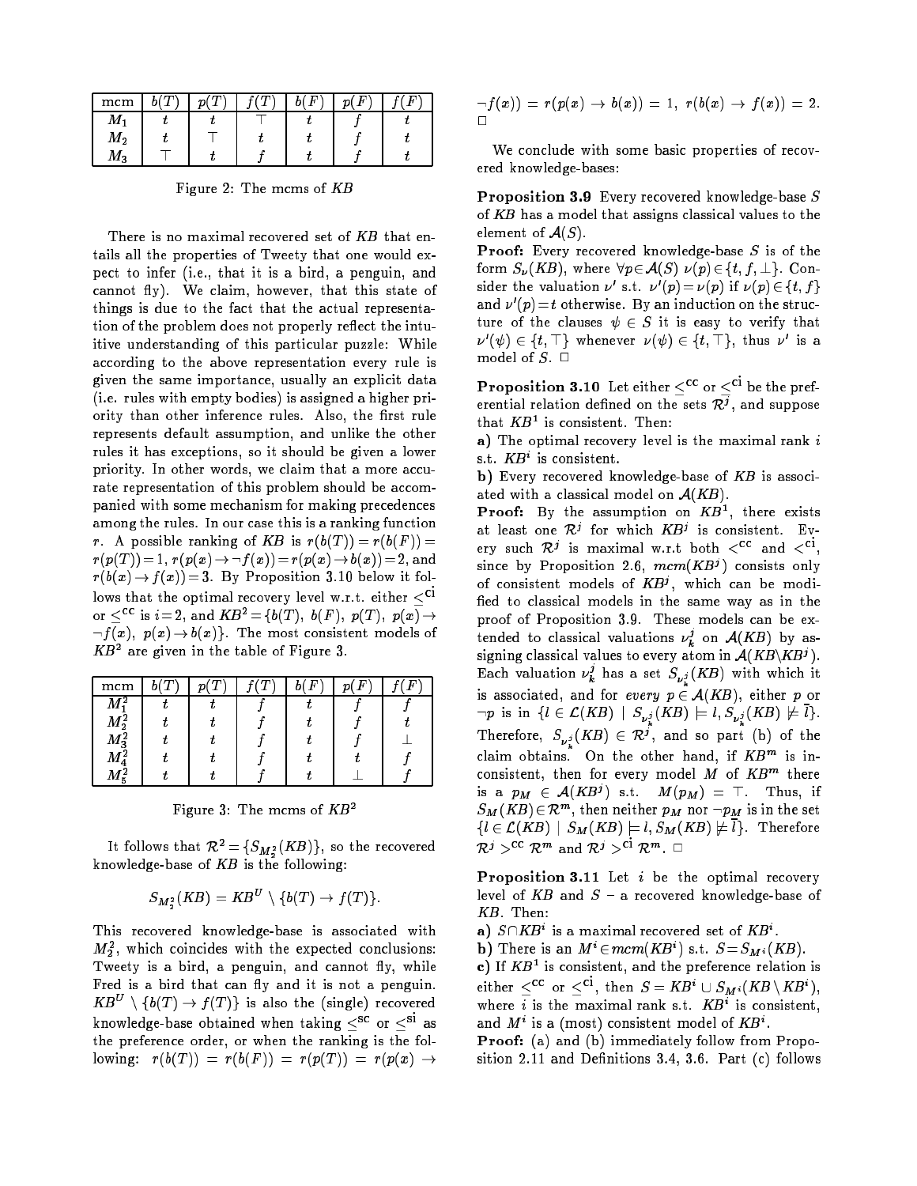| mcm | $b(T)$ | $p(T)$ | $f(T)$ | $b(F)$ | $p(F)$ | $f(F)$ |
|---|---|---|---|---|---|---|
| $M_1$ | $t$ | $t$ | $\top$ | $t$ | $f$ | $t$ |
| $M_2$ | $t$ | $\top$ | $t$ | $t$ | $f$ | $t$ |
| $M_3$ | $\top$ | $t$ | $f$ | $t$ | $f$ | $t$ |

Figure 2: The mcms of *KB*

There is no maximal recovered set of *KB* that entails all the properties of Tweety that one would expect to infer (i.e., that it is a bird, a penguin, and cannot fly). We claim, however, that this state of things is due to the fact that the actual representation of the problem does not properly reflect the intuitive understanding of this particular puzzle: While according to the above representation every rule is given the same importance, usually an explicit data (i.e. rules with empty bodies) is assigned a higher priority than other inference rules. Also, the first rule represents default assumption, and unlike the other rules it has exceptions, so it should be given a lower priority. In other words, we claim that a more accurate representation of this problem should be accompanied with some mechanism for making precedences among the rules. In our case this is a ranking function $r$. A possible ranking of *KB* is $r(b(T)) = r(b(F)) = r(p(T)) = 1$, $r(p(x) \to \neg f(x)) = r(p(x) \to b(x)) = 2$, and $r(b(x) \to f(x)) = 3$. By Proposition 3.10 below it follows that the optimal recovery level w.r.t. either $\leq^{ci}$ or $\leq^{cc}$ is $i = 2$, and $KB^2 = \{b(T),\ b(F),\ p(T),\ p(x) \to \neg f(x),\ p(x) \to b(x)\}$. The most consistent models of $KB^2$ are given in the table of Figure 3.

| mcm | $b(T)$ | $p(T)$ | $f(T)$ | $b(F)$ | $p(F)$ | $f(F)$ |
|---|---|---|---|---|---|---|
| $M_1^2$ | $t$ | $t$ | $f$ | $t$ | $f$ | $f$ |
| $M_2^2$ | $t$ | $t$ | $f$ | $t$ | $f$ | $t$ |
| $M_3^2$ | $t$ | $t$ | $f$ | $t$ | $f$ | $\bot$ |
| $M_4^2$ | $t$ | $t$ | $f$ | $t$ | $t$ | $f$ |
| $M_5^2$ | $t$ | $t$ | $f$ | $t$ | $\bot$ | $f$ |

Figure 3: The mcms of $KB^2$

It follows that $\mathcal{R}^2 = \{S_{M_2^2}(KB)\}$, so the recovered knowledge-base of *KB* is the following:

$$S_{M_2^2}(KB) = KB^U \setminus \{b(T) \to f(T)\}.$$

This recovered knowledge-base is associated with $M_2^2$, which coincides with the expected conclusions: Tweety is a bird, a penguin, and cannot fly, while Fred is a bird that can fly and it is not a penguin. $KB^U \setminus \{b(T) \to f(T)\}$ is also the (single) recovered knowledge-base obtained when taking $\leq^{sc}$ or $\leq^{si}$ as the preference order, or when the ranking is the following: $r(b(T)) = r(b(F)) = r(p(T)) = r(p(x) \to \neg f(x)) = r(p(x) \to b(x)) = 1$, $r(b(x) \to f(x)) = 2$. $\Box$

We conclude with some basic properties of recovered knowledge-bases:

**Proposition 3.9** Every recovered knowledge-base $S$ of *KB* has a model that assigns classical values to the element of $\mathcal{A}(S)$.

**Proof:** Every recovered knowledge-base $S$ is of the form $S_\nu(KB)$, where $\forall p \in \mathcal{A}(S)\ \nu(p) \in \{t, f, \bot\}$. Consider the valuation $\nu'$ s.t. $\nu'(p) = \nu(p)$ if $\nu(p) \in \{t, f\}$ and $\nu'(p) = t$ otherwise. By an induction on the structure of the clauses $\psi \in S$ it is easy to verify that $\nu'(\psi) \in \{t, \top\}$ whenever $\nu(\psi) \in \{t, \top\}$, thus $\nu'$ is a model of $S$. $\Box$

**Proposition 3.10** Let either $\leq^{cc}$ or $\leq^{ci}$ be the preferential relation defined on the sets $\mathcal{R}^j$, and suppose that $KB^1$ is consistent. Then:

**a)** The optimal recovery level is the maximal rank $i$ s.t. $KB^i$ is consistent.

**b)** Every recovered knowledge-base of *KB* is associated with a classical model on $\mathcal{A}(KB)$.

**Proof:** By the assumption on $KB^1$, there exists at least one $\mathcal{R}^j$ for which $KB^j$ is consistent. Every such $\mathcal{R}^j$ is maximal w.r.t both $<^{cc}$ and $<^{ci}$, since by Proposition 2.6, $mcm(KB^j)$ consists only of consistent models of $KB^j$, which can be modified to classical models in the same way as in the proof of Proposition 3.9. These models can be extended to classical valuations $\nu_k^j$ on $\mathcal{A}(KB)$ by assigning classical values to every atom in $\mathcal{A}(KB \backslash KB^j)$. Each valuation $\nu_k^j$ has a set $S_{\nu_k^j}(KB)$ with which it is associated, and for *every* $p \in \mathcal{A}(KB)$, either $p$ or $\neg p$ is in $\{l \in \mathcal{L}(KB) \mid S_{\nu_k^j}(KB) \models l, S_{\nu_k^j}(KB) \not\models \overline{l}\}$. Therefore, $S_{\nu_k^j}(KB) \in \mathcal{R}^j$, and so part (b) of the claim obtains. On the other hand, if $KB^m$ is inconsistent, then for every model $M$ of $KB^m$ there is a $p_M \in \mathcal{A}(KB^j)$ s.t. $M(p_M) = \top$. Thus, if $S_M(KB) \in \mathcal{R}^m$, then neither $p_M$ nor $\neg p_M$ is in the set $\{l \in \mathcal{L}(KB) \mid S_M(KB) \models l, S_M(KB) \not\models \overline{l}\}$. Therefore $\mathcal{R}^j >^{cc} \mathcal{R}^m$ and $\mathcal{R}^j >^{ci} \mathcal{R}^m$. $\Box$

**Proposition 3.11** Let $i$ be the optimal recovery level of *KB* and $S$ – a recovered knowledge-base of *KB*. Then:

**a)** $S \cap KB^i$ is a maximal recovered set of $KB^i$.

**b)** There is an $M^i \in mcm(KB^i)$ s.t. $S = S_{M^i}(KB)$.

**c)** If $KB^1$ is consistent, and the preference relation is either $\leq^{cc}$ or $\leq^{ci}$, then $S = KB^i \cup S_{M^i}(KB \setminus KB^i)$, where $i$ is the maximal rank s.t. $KB^i$ is consistent, and $M^i$ is a (most) consistent model of $KB^i$.

**Proof:** (a) and (b) immediately follow from Proposition 2.11 and Definitions 3.4, 3.6. Part (c) follows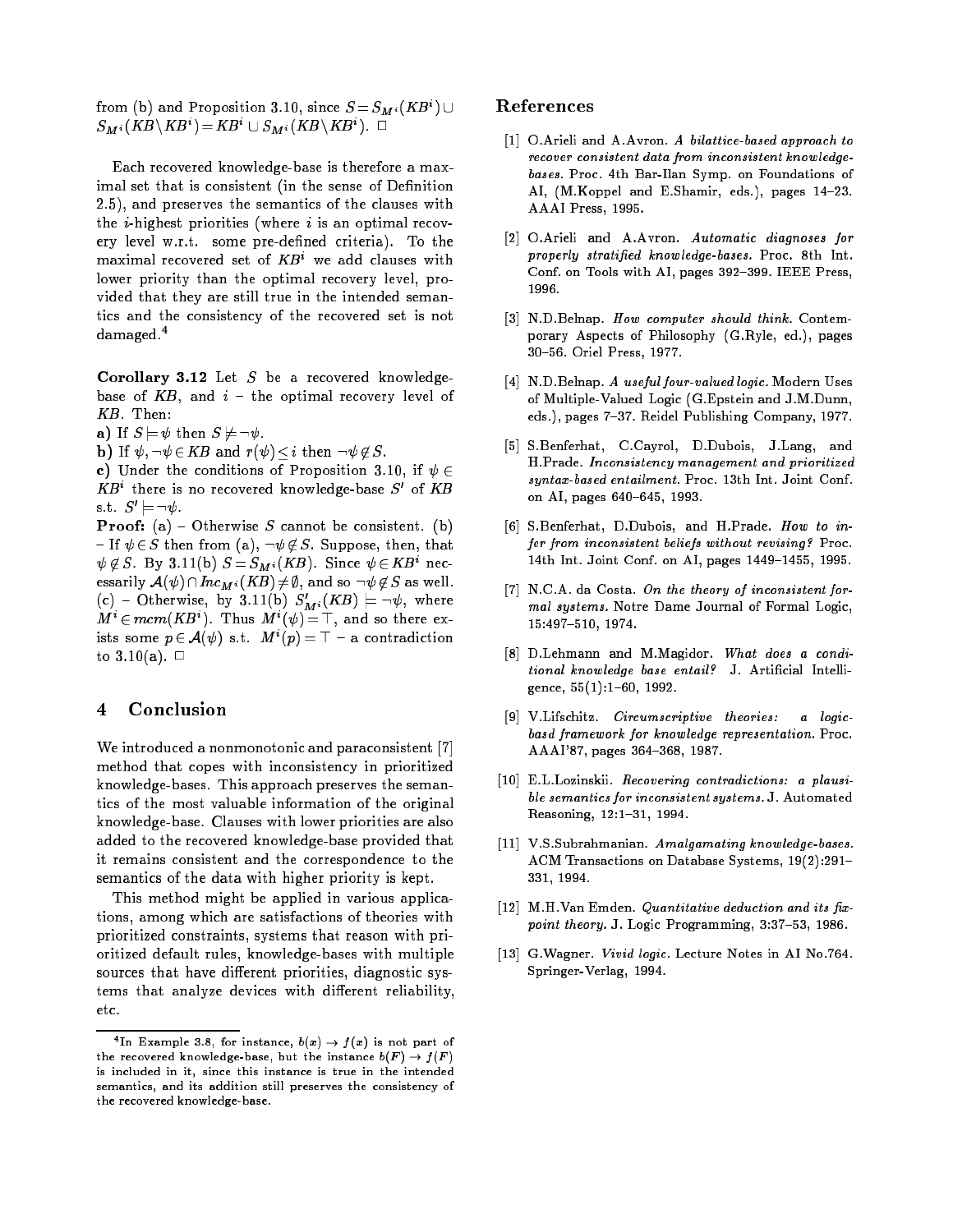from (b) and Proposition 3.10, since $S = S_{M^i}(KB^i) \cup S_{M^i}(KB \setminus KB^i) = KB^i \cup S_{M^i}(KB \setminus KB^i)$. $\Box$

Each recovered knowledge-base is therefore a maximal set that is consistent (in the sense of Definition 2.5), and preserves the semantics of the clauses with the $i$-highest priorities (where $i$ is an optimal recovery level w.r.t. some pre-defined criteria). To the maximal recovered set of $KB^i$ we add clauses with lower priority than the optimal recovery level, provided that they are still true in the intended semantics and the consistency of the recovered set is not damaged.[4]

**Corollary 3.12** Let $S$ be a recovered knowledge-base of $KB$, and $i$ – the optimal recovery level of $KB$. Then:

**a)** If $S \models \psi$ then $S \not\models \neg\psi$.

**b)** If $\psi, \neg\psi \in KB$ and $r(\psi) \leq i$ then $\neg\psi \notin S$.

**c)** Under the conditions of Proposition 3.10, if $\psi \in KB^i$ there is no recovered knowledge-base $S'$ of $KB$ s.t. $S' \models \neg\psi$.

**Proof:** (a) – Otherwise $S$ cannot be consistent. (b) – If $\psi \in S$ then from (a), $\neg\psi \notin S$. Suppose, then, that $\psi \notin S$. By 3.11(b) $S = S_{M^i}(KB)$. Since $\psi \in KB^i$ necessarily $\mathcal{A}(\psi) \cap Inc_{M^i}(KB) \neq \emptyset$, and so $\neg\psi \notin S$ as well. (c) – Otherwise, by 3.11(b) $S'_{M^i}(KB) \models \neg\psi$, where $M^i \in mcm(KB^i)$. Thus $M^i(\psi) = \top$, and so there exists some $p \in \mathcal{A}(\psi)$ s.t. $M^i(p) = \top$ – a contradiction to 3.10(a). $\Box$

## 4 Conclusion

We introduced a nonmonotonic and paraconsistent [7] method that copes with inconsistency in prioritized knowledge-bases. This approach preserves the semantics of the most valuable information of the original knowledge-base. Clauses with lower priorities are also added to the recovered knowledge-base provided that it remains consistent and the correspondence to the semantics of the data with higher priority is kept.

This method might be applied in various applications, among which are satisfactions of theories with prioritized constraints, systems that reason with prioritized default rules, knowledge-bases with multiple sources that have different priorities, diagnostic systems that analyze devices with different reliability, etc.

[4] In Example 3.8, for instance, $b(x) \rightarrow f(x)$ is not part of the recovered knowledge-base, but the instance $b(F) \rightarrow f(F)$ is included in it, since this instance is true in the intended semantics, and its addition still preserves the consistency of the recovered knowledge-base.

## References

[1] O.Arieli and A.Avron. *A bilattice-based approach to recover consistent data from inconsistent knowledge-bases.* Proc. 4th Bar-Ilan Symp. on Foundations of AI, (M.Koppel and E.Shamir, eds.), pages 14–23. AAAI Press, 1995.

[2] O.Arieli and A.Avron. *Automatic diagnoses for properly stratified knowledge-bases.* Proc. 8th Int. Conf. on Tools with AI, pages 392–399. IEEE Press, 1996.

[3] N.D.Belnap. *How computer should think.* Contemporary Aspects of Philosophy (G.Ryle, ed.), pages 30–56. Oriel Press, 1977.

[4] N.D.Belnap. *A useful four-valued logic.* Modern Uses of Multiple-Valued Logic (G.Epstein and J.M.Dunn, eds.), pages 7–37. Reidel Publishing Company, 1977.

[5] S.Benferhat, C.Cayrol, D.Dubois, J.Lang, and H.Prade. *Inconsistency management and prioritized syntax-based entailment.* Proc. 13th Int. Joint Conf. on AI, pages 640–645, 1993.

[6] S.Benferhat, D.Dubois, and H.Prade. *How to infer from inconsistent beliefs without revising?* Proc. 14th Int. Joint Conf. on AI, pages 1449–1455, 1995.

[7] N.C.A. da Costa. *On the theory of inconsistent formal systems.* Notre Dame Journal of Formal Logic, 15:497–510, 1974.

[8] D.Lehmann and M.Magidor. *What does a conditional knowledge base entail?* J. Artificial Intelligence, 55(1):1–60, 1992.

[9] V.Lifschitz. *Circumscriptive theories: a logic-basd framework for knowledge representation.* Proc. AAAI'87, pages 364–368, 1987.

[10] E.L.Lozinskii. *Recovering contradictions: a plausible semantics for inconsistent systems.* J. Automated Reasoning, 12:1–31, 1994.

[11] V.S.Subrahmanian. *Amalgamating knowledge-bases.* ACM Transactions on Database Systems, 19(2):291–331, 1994.

[12] M.H.Van Emden. *Quantitative deduction and its fixpoint theory.* J. Logic Programming, 3:37–53, 1986.

[13] G.Wagner. *Vivid logic.* Lecture Notes in AI No.764. Springer-Verlag, 1994.